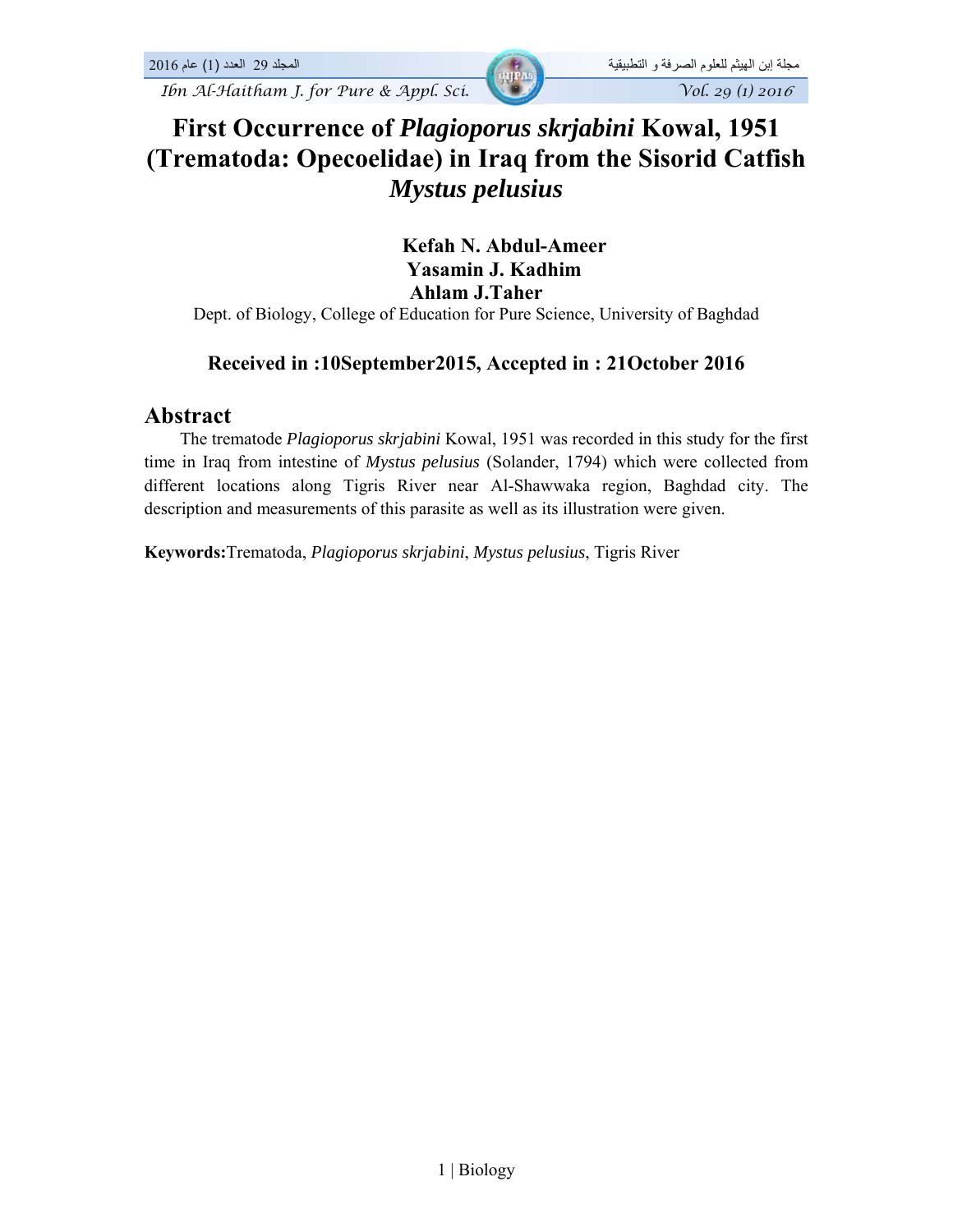# First Occurrence of *Plagioporus skrjabini* Kowal, 1951 (Trematoda: Opecoelidae) in Iraq from the Sisorid Catfish *Mystus pelusius*

**Kefah N. Abdul-Ameer**
**Yasamin J. Kadhim**
**Ahlam J.Taher**

Dept. of Biology, College of Education for Pure Science, University of Baghdad

**Received in :10September2015, Accepted in : 21October 2016**

## Abstract

The trematode *Plagioporus skrjabini* Kowal, 1951 was recorded in this study for the first time in Iraq from intestine of *Mystus pelusius* (Solander, 1794) which were collected from different locations along Tigris River near Al-Shawwaka region, Baghdad city. The description and measurements of this parasite as well as its illustration were given.

**Keywords:**Trematoda, *Plagioporus skrjabini*, *Mystus pelusius*, Tigris River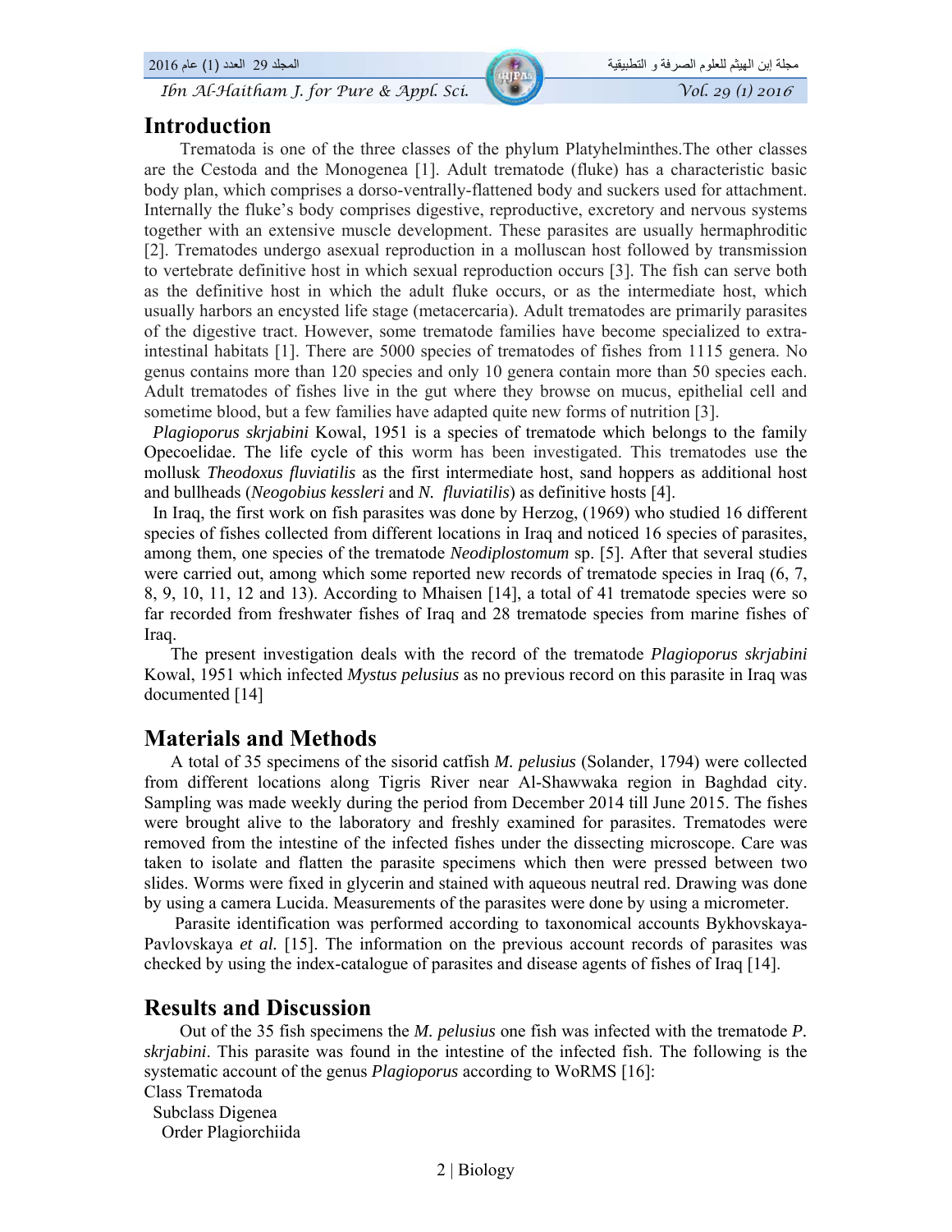## Introduction

Trematoda is one of the three classes of the phylum Platyhelminthes.The other classes are the Cestoda and the Monogenea [1]. Adult trematode (fluke) has a characteristic basic body plan, which comprises a dorso-ventrally-flattened body and suckers used for attachment. Internally the fluke's body comprises digestive, reproductive, excretory and nervous systems together with an extensive muscle development. These parasites are usually hermaphroditic [2]. Trematodes undergo asexual reproduction in a molluscan host followed by transmission to vertebrate definitive host in which sexual reproduction occurs [3]. The fish can serve both as the definitive host in which the adult fluke occurs, or as the intermediate host, which usually harbors an encysted life stage (metacercaria). Adult trematodes are primarily parasites of the digestive tract. However, some trematode families have become specialized to extra-intestinal habitats [1]. There are 5000 species of trematodes of fishes from 1115 genera. No genus contains more than 120 species and only 10 genera contain more than 50 species each. Adult trematodes of fishes live in the gut where they browse on mucus, epithelial cell and sometime blood, but a few families have adapted quite new forms of nutrition [3].

*Plagioporus skrjabini* Kowal, 1951 is a species of trematode which belongs to the family Opecoelidae. The life cycle of this worm has been investigated. This trematodes use the mollusk *Theodoxus fluviatilis* as the first intermediate host, sand hoppers as additional host and bullheads (*Neogobius kessleri* and *N. fluviatilis*) as definitive hosts [4].

In Iraq, the first work on fish parasites was done by Herzog, (1969) who studied 16 different species of fishes collected from different locations in Iraq and noticed 16 species of parasites, among them, one species of the trematode *Neodiplostomum* sp. [5]. After that several studies were carried out, among which some reported new records of trematode species in Iraq (6, 7, 8, 9, 10, 11, 12 and 13). According to Mhaisen [14], a total of 41 trematode species were so far recorded from freshwater fishes of Iraq and 28 trematode species from marine fishes of Iraq.

The present investigation deals with the record of the trematode *Plagioporus skrjabini* Kowal, 1951 which infected *Mystus pelusius* as no previous record on this parasite in Iraq was documented [14]

## Materials and Methods

A total of 35 specimens of the sisorid catfish *M. pelusius* (Solander, 1794) were collected from different locations along Tigris River near Al-Shawwaka region in Baghdad city. Sampling was made weekly during the period from December 2014 till June 2015. The fishes were brought alive to the laboratory and freshly examined for parasites. Trematodes were removed from the intestine of the infected fishes under the dissecting microscope. Care was taken to isolate and flatten the parasite specimens which then were pressed between two slides. Worms were fixed in glycerin and stained with aqueous neutral red. Drawing was done by using a camera Lucida. Measurements of the parasites were done by using a micrometer.

Parasite identification was performed according to taxonomical accounts Bykhovskaya-Pavlovskaya *et al.* [15]. The information on the previous account records of parasites was checked by using the index-catalogue of parasites and disease agents of fishes of Iraq [14].

## Results and Discussion

Out of the 35 fish specimens the *M. pelusius* one fish was infected with the trematode *P. skrjabini*. This parasite was found in the intestine of the infected fish. The following is the systematic account of the genus *Plagioporus* according to WoRMS [16]:

Class Trematoda
  Subclass Digenea
    Order Plagiorchiida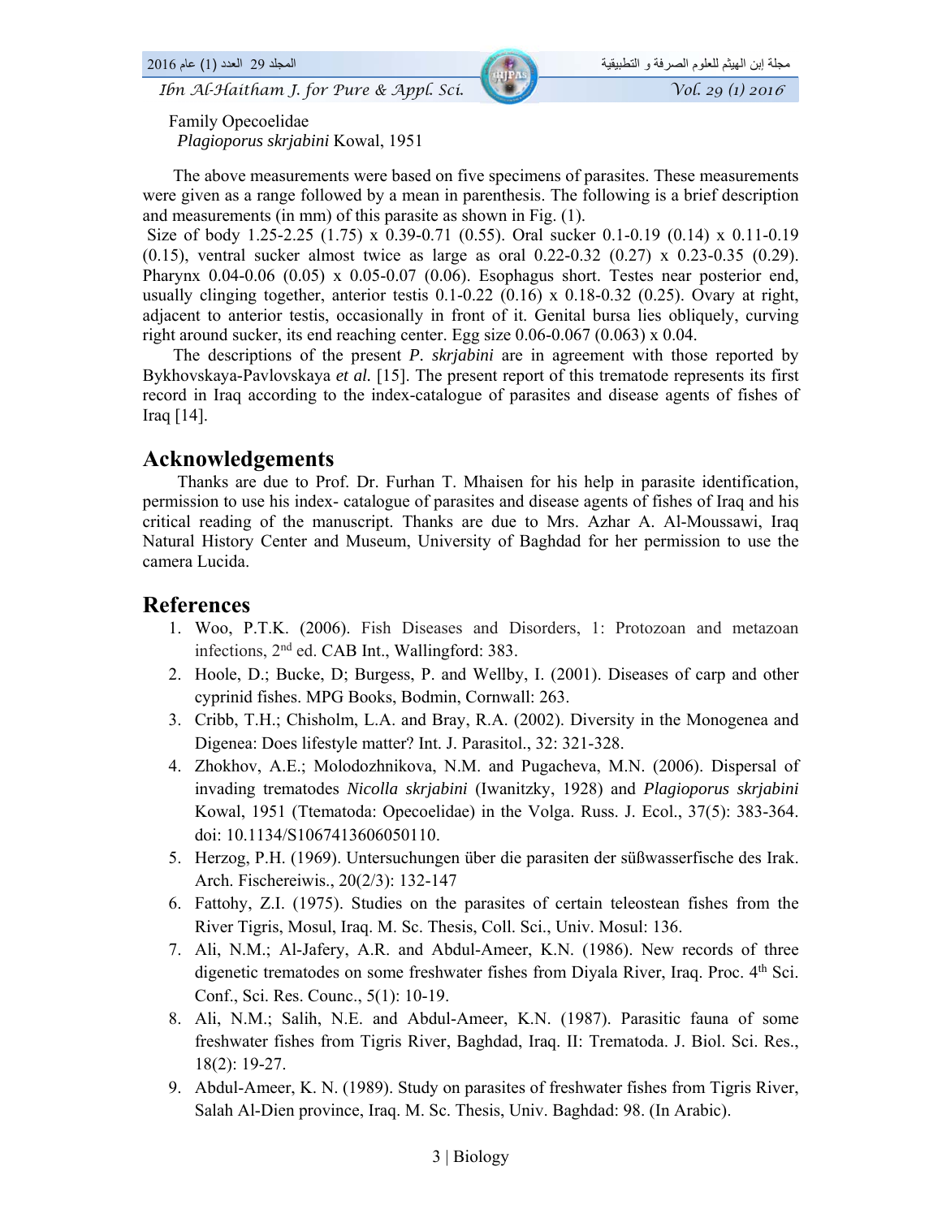Family Opecoelidae

*Plagioporus skrjabini* Kowal, 1951

The above measurements were based on five specimens of parasites. These measurements were given as a range followed by a mean in parenthesis. The following is a brief description and measurements (in mm) of this parasite as shown in Fig. (1).

Size of body 1.25-2.25 (1.75) x 0.39-0.71 (0.55). Oral sucker 0.1-0.19 (0.14) x 0.11-0.19 (0.15), ventral sucker almost twice as large as oral 0.22-0.32 (0.27) x 0.23-0.35 (0.29). Pharynx 0.04-0.06 (0.05) x 0.05-0.07 (0.06). Esophagus short. Testes near posterior end, usually clinging together, anterior testis 0.1-0.22 (0.16) x 0.18-0.32 (0.25). Ovary at right, adjacent to anterior testis, occasionally in front of it. Genital bursa lies obliquely, curving right around sucker, its end reaching center. Egg size 0.06-0.067 (0.063) x 0.04.

The descriptions of the present ***P. skrjabini*** are in agreement with those reported by Bykhovskaya-Pavlovskaya ***et al.*** [15]. The present report of this trematode represents its first record in Iraq according to the index-catalogue of parasites and disease agents of fishes of Iraq [14].

## Acknowledgements

Thanks are due to Prof. Dr. Furhan T. Mhaisen for his help in parasite identification, permission to use his index- catalogue of parasites and disease agents of fishes of Iraq and his critical reading of the manuscript. Thanks are due to Mrs. Azhar A. Al-Moussawi, Iraq Natural History Center and Museum, University of Baghdad for her permission to use the camera Lucida.

## References

1. Woo, P.T.K. (2006). Fish Diseases and Disorders, 1: Protozoan and metazoan infections, 2nd ed. CAB Int., Wallingford: 383.
2. Hoole, D.; Bucke, D; Burgess, P. and Wellby, I. (2001). Diseases of carp and other cyprinid fishes. MPG Books, Bodmin, Cornwall: 263.
3. Cribb, T.H.; Chisholm, L.A. and Bray, R.A. (2002). Diversity in the Monogenea and Digenea: Does lifestyle matter? Int. J. Parasitol., 32: 321-328.
4. Zhokhov, A.E.; Molodozhnikova, N.M. and Pugacheva, M.N. (2006). Dispersal of invading trematodes *Nicolla skrjabini* (Iwanitzky, 1928) and *Plagioporus skrjabini* Kowal, 1951 (Ttematoda: Opecoelidae) in the Volga. Russ. J. Ecol., 37(5): 383-364. doi: 10.1134/S1067413606050110.
5. Herzog, P.H. (1969). Untersuchungen über die parasiten der süßwasserfische des Irak. Arch. Fischereiwis., 20(2/3): 132-147
6. Fattohy, Z.I. (1975). Studies on the parasites of certain teleostean fishes from the River Tigris, Mosul, Iraq. M. Sc. Thesis, Coll. Sci., Univ. Mosul: 136.
7. Ali, N.M.; Al-Jafery, A.R. and Abdul-Ameer, K.N. (1986). New records of three digenetic trematodes on some freshwater fishes from Diyala River, Iraq. Proc. 4th Sci. Conf., Sci. Res. Counc., 5(1): 10-19.
8. Ali, N.M.; Salih, N.E. and Abdul-Ameer, K.N. (1987). Parasitic fauna of some freshwater fishes from Tigris River, Baghdad, Iraq. II: Trematoda. J. Biol. Sci. Res., 18(2): 19-27.
9. Abdul-Ameer, K. N. (1989). Study on parasites of freshwater fishes from Tigris River, Salah Al-Dien province, Iraq. M. Sc. Thesis, Univ. Baghdad: 98. (In Arabic).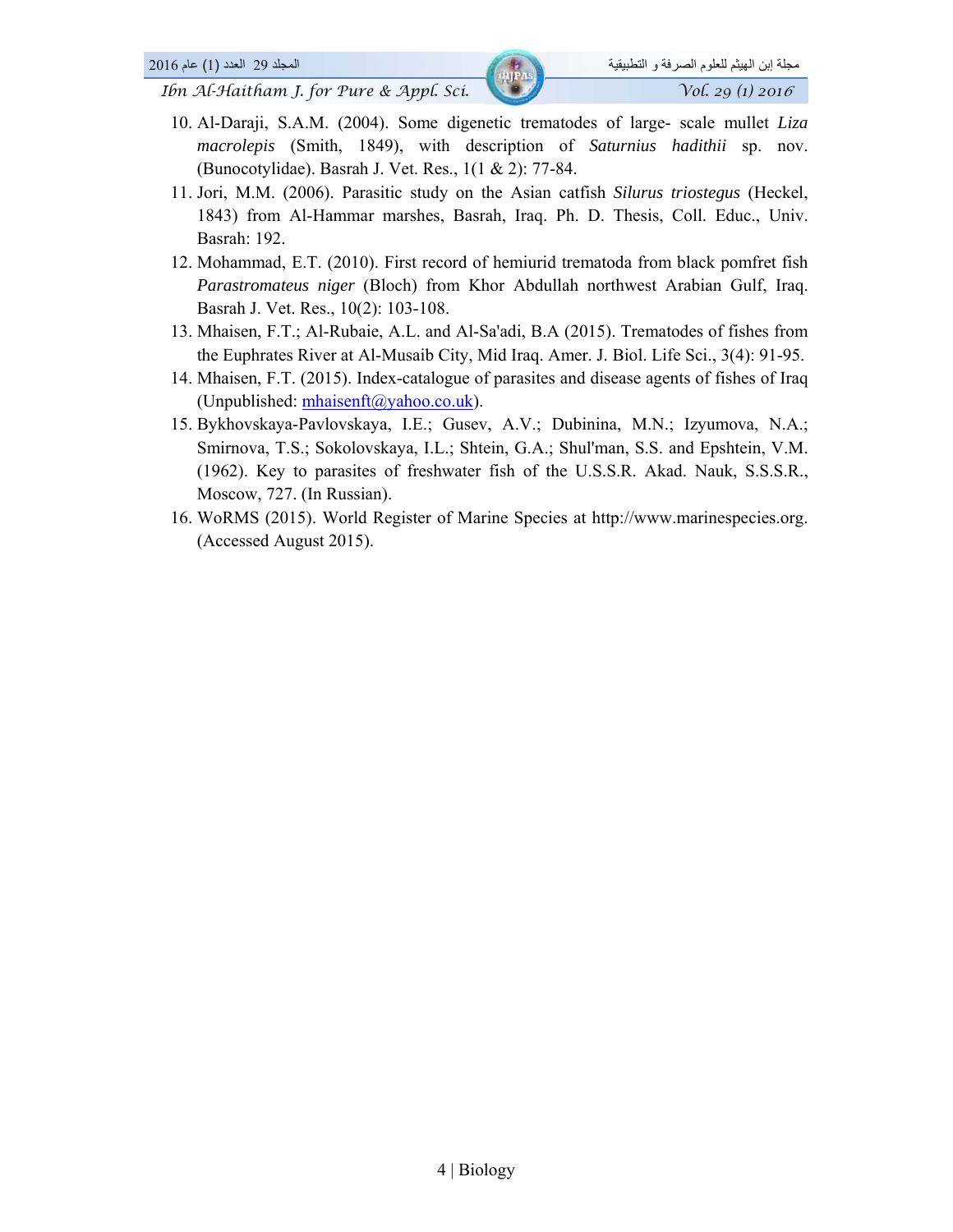10. Al-Daraji, S.A.M. (2004). Some digenetic trematodes of large- scale mullet *Liza macrolepis* (Smith, 1849), with description of *Saturnius hadithii* sp. nov. (Bunocotylidae). Basrah J. Vet. Res., 1(1 & 2): 77-84.
11. Jori, M.M. (2006). Parasitic study on the Asian catfish *Silurus triostegus* (Heckel, 1843) from Al-Hammar marshes, Basrah, Iraq. Ph. D. Thesis, Coll. Educ., Univ. Basrah: 192.
12. Mohammad, E.T. (2010). First record of hemiurid trematoda from black pomfret fish *Parastromateus niger* (Bloch) from Khor Abdullah northwest Arabian Gulf, Iraq. Basrah J. Vet. Res., 10(2): 103-108.
13. Mhaisen, F.T.; Al-Rubaie, A.L. and Al-Sa'adi, B.A (2015). Trematodes of fishes from the Euphrates River at Al-Musaib City, Mid Iraq. Amer. J. Biol. Life Sci., 3(4): 91-95.
14. Mhaisen, F.T. (2015). Index-catalogue of parasites and disease agents of fishes of Iraq (Unpublished: mhaisenft@yahoo.co.uk).
15. Bykhovskaya-Pavlovskaya, I.E.; Gusev, A.V.; Dubinina, M.N.; Izyumova, N.A.; Smirnova, T.S.; Sokolovskaya, I.L.; Shtein, G.A.; Shul'man, S.S. and Epshtein, V.M. (1962). Key to parasites of freshwater fish of the U.S.S.R. Akad. Nauk, S.S.S.R., Moscow, 727. (In Russian).
16. WoRMS (2015). World Register of Marine Species at http://www.marinespecies.org. (Accessed August 2015).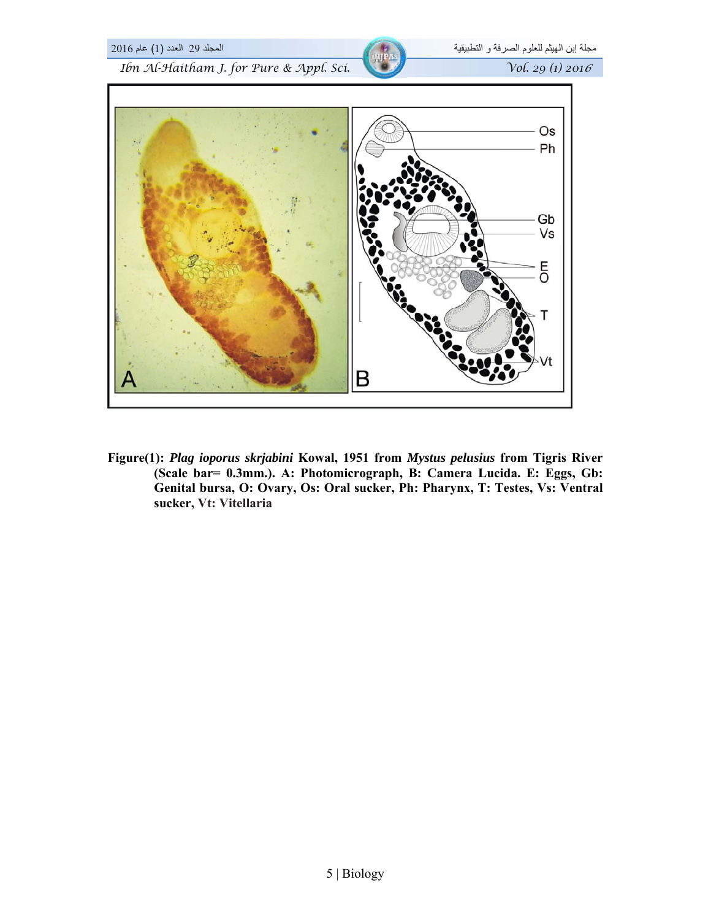**Figure(1):** ***Plag ioporus skrjabini*** **Kowal, 1951 from** ***Mystus pelusius*** **from Tigris River (Scale bar= 0.3mm.). A: Photomicrograph, B: Camera Lucida. E: Eggs, Gb: Genital bursa, O: Ovary, Os: Oral sucker, Ph: Pharynx, T: Testes, Vs: Ventral sucker, Vt: Vitellaria**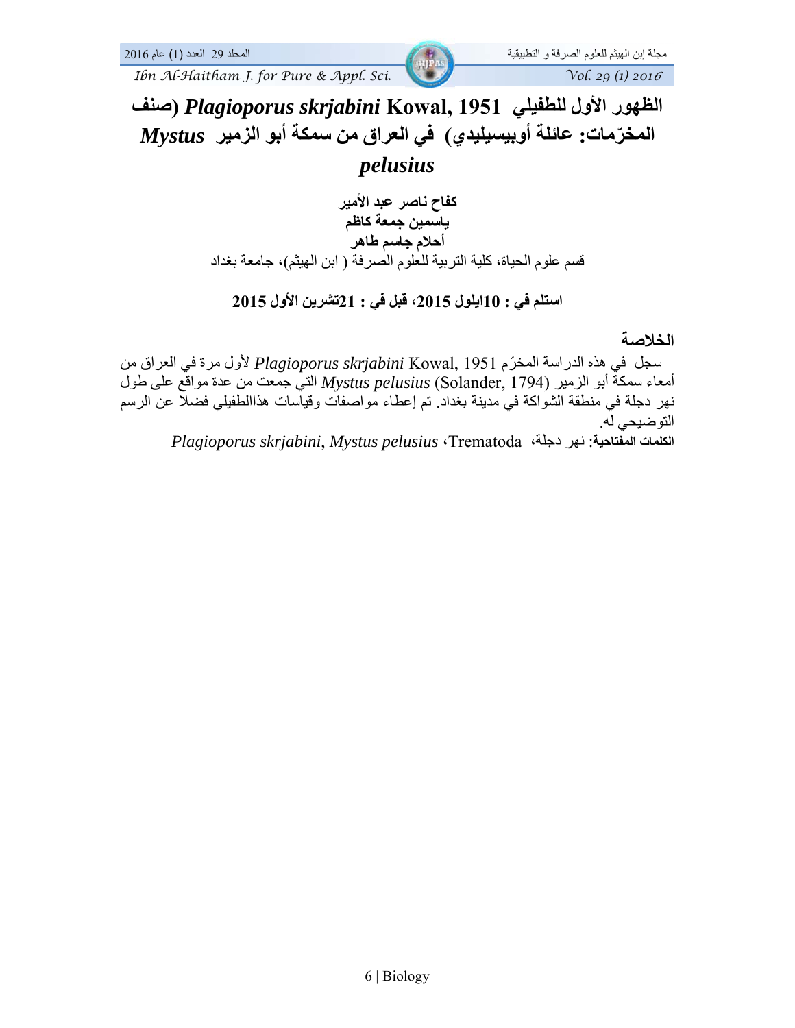# الظهور الأول للطفيلي *Plagioporus skrjabini* Kowal, 1951 (صنف المخرّمات: عائلة أوبيسيليدي) في العراق من سمكة أبو الزمير *Mystus pelusius*

**كفاح ناصر عبد الأمير**
**ياسمين جمعة كاظم**
**أحلام جاسم طاهر**

قسم علوم الحياة، كلية التربية للعلوم الصرفة ( ابن الهيثم)، جامعة بغداد

**استلم في : 10ايلول 2015، قبل في : 21تشرين الأول 2015**

## الخلاصة

سجل في هذه الدراسة المخرّم *Plagioporus skrjabini* Kowal, 1951 لأول مرة في العراق من أمعاء سمكة أبو الزمير *Mystus pelusius* (Solander, 1794) التي جمعت من عدة مواقع على طول نهر دجلة في منطقة الشواكة في مدينة بغداد. تم إعطاء مواصفات وقياسات هذاالطفيلي فضلا عن الرسم التوضيحي له.

**الكلمات المفتاحية**: نهر دجلة، Trematoda، *Mystus pelusius*, *Plagioporus skrjabini*